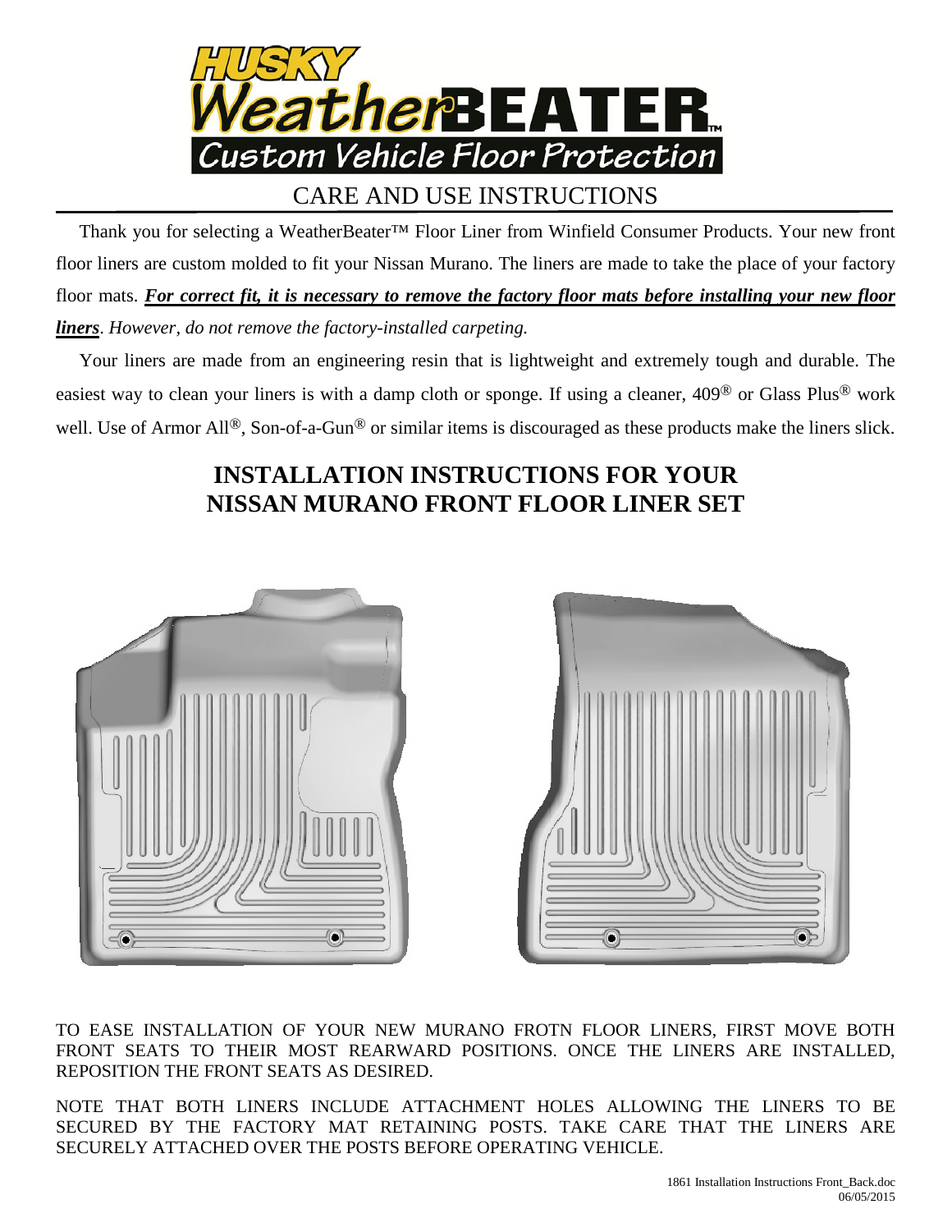# HUSKY WeatherBEATER™

Custom Vehicle Floor Protection

## CARE AND USE INSTRUCTIONS

Thank you for selecting a WeatherBeater™ Floor Liner from Winfield Consumer Products. Your new front floor liners are custom molded to fit your Nissan Murano. The liners are made to take the place of your factory floor mats. ***For correct fit, it is necessary to remove the factory floor mats before installing your new floor liners***. *However, do not remove the factory-installed carpeting.*

Your liners are made from an engineering resin that is lightweight and extremely tough and durable. The easiest way to clean your liners is with a damp cloth or sponge. If using a cleaner, 409® or Glass Plus® work well. Use of Armor All®, Son-of-a-Gun® or similar items is discouraged as these products make the liners slick.

## INSTALLATION INSTRUCTIONS FOR YOUR NISSAN MURANO FRONT FLOOR LINER SET

TO EASE INSTALLATION OF YOUR NEW MURANO FROTN FLOOR LINERS, FIRST MOVE BOTH FRONT SEATS TO THEIR MOST REARWARD POSITIONS. ONCE THE LINERS ARE INSTALLED, REPOSITION THE FRONT SEATS AS DESIRED.

NOTE THAT BOTH LINERS INCLUDE ATTACHMENT HOLES ALLOWING THE LINERS TO BE SECURED BY THE FACTORY MAT RETAINING POSTS. TAKE CARE THAT THE LINERS ARE SECURELY ATTACHED OVER THE POSTS BEFORE OPERATING VEHICLE.

1861 Installation Instructions Front_Back.doc
06/05/2015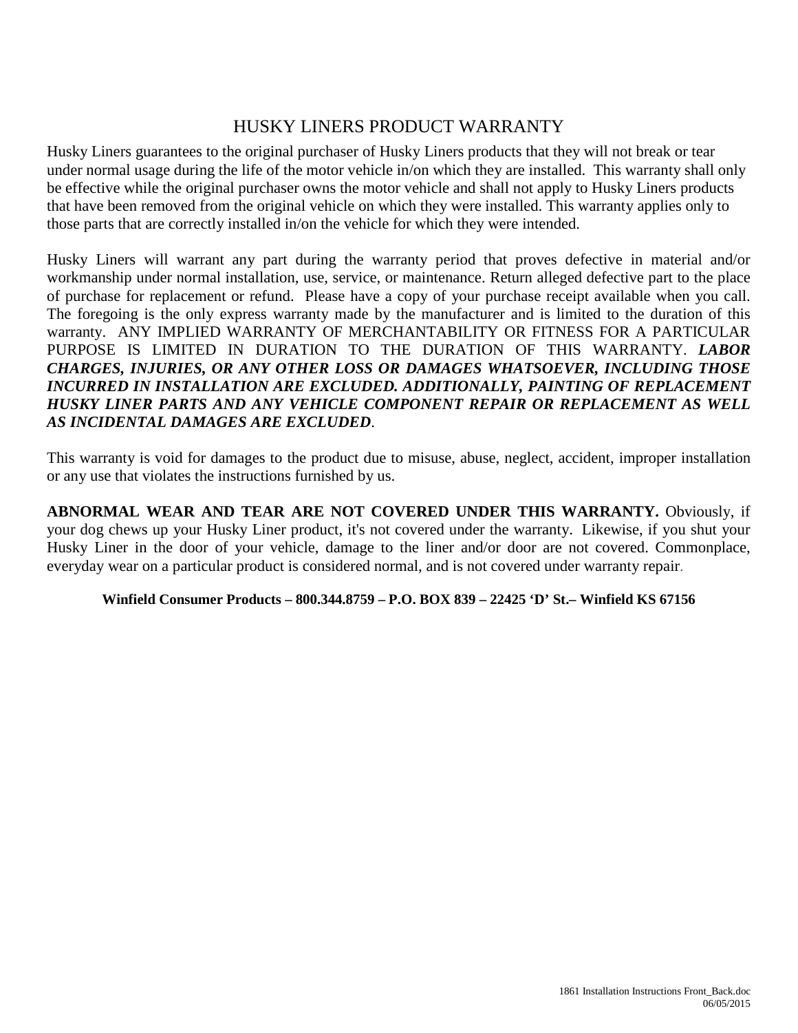# HUSKY LINERS PRODUCT WARRANTY

Husky Liners guarantees to the original purchaser of Husky Liners products that they will not break or tear under normal usage during the life of the motor vehicle in/on which they are installed. This warranty shall only be effective while the original purchaser owns the motor vehicle and shall not apply to Husky Liners products that have been removed from the original vehicle on which they were installed. This warranty applies only to those parts that are correctly installed in/on the vehicle for which they were intended.

Husky Liners will warrant any part during the warranty period that proves defective in material and/or workmanship under normal installation, use, service, or maintenance. Return alleged defective part to the place of purchase for replacement or refund. Please have a copy of your purchase receipt available when you call. The foregoing is the only express warranty made by the manufacturer and is limited to the duration of this warranty. ANY IMPLIED WARRANTY OF MERCHANTABILITY OR FITNESS FOR A PARTICULAR PURPOSE IS LIMITED IN DURATION TO THE DURATION OF THIS WARRANTY. ***LABOR CHARGES, INJURIES, OR ANY OTHER LOSS OR DAMAGES WHATSOEVER, INCLUDING THOSE INCURRED IN INSTALLATION ARE EXCLUDED. ADDITIONALLY, PAINTING OF REPLACEMENT HUSKY LINER PARTS AND ANY VEHICLE COMPONENT REPAIR OR REPLACEMENT AS WELL AS INCIDENTAL DAMAGES ARE EXCLUDED***.

This warranty is void for damages to the product due to misuse, abuse, neglect, accident, improper installation or any use that violates the instructions furnished by us.

**ABNORMAL WEAR AND TEAR ARE NOT COVERED UNDER THIS WARRANTY.** Obviously, if your dog chews up your Husky Liner product, it's not covered under the warranty. Likewise, if you shut your Husky Liner in the door of your vehicle, damage to the liner and/or door are not covered. Commonplace, everyday wear on a particular product is considered normal, and is not covered under warranty repair.

**Winfield Consumer Products – 800.344.8759 – P.O. BOX 839 – 22425 'D' St.– Winfield KS 67156**

1861 Installation Instructions Front_Back.doc
06/05/2015